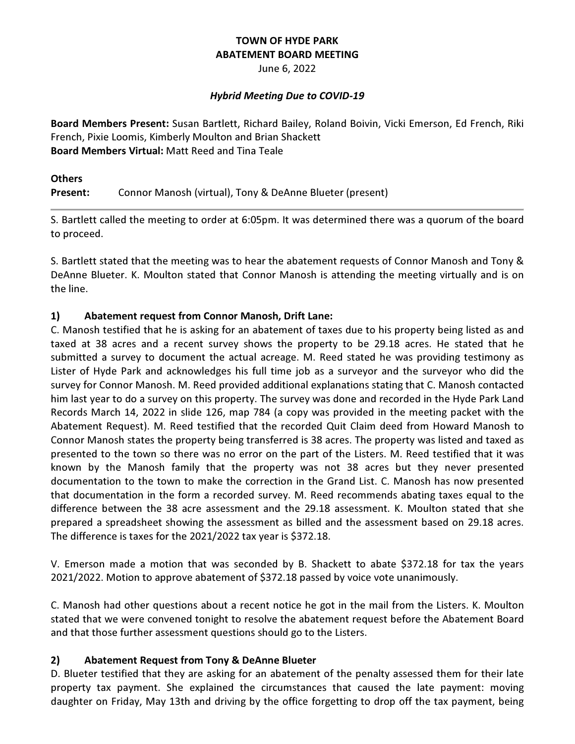**TOWN OF HYDE PARK**
**ABATEMENT BOARD MEETING**
June 6, 2022

***Hybrid Meeting Due to COVID-19***

**Board Members Present:** Susan Bartlett, Richard Bailey, Roland Boivin, Vicki Emerson, Ed French, Riki French, Pixie Loomis, Kimberly Moulton and Brian Shackett
**Board Members Virtual:** Matt Reed and Tina Teale

**Others**
**Present:** Connor Manosh (virtual), Tony & DeAnne Blueter (present)

---

S. Bartlett called the meeting to order at 6:05pm. It was determined there was a quorum of the board to proceed.

S. Bartlett stated that the meeting was to hear the abatement requests of Connor Manosh and Tony & DeAnne Blueter. K. Moulton stated that Connor Manosh is attending the meeting virtually and is on the line.

**1) Abatement request from Connor Manosh, Drift Lane:**

C. Manosh testified that he is asking for an abatement of taxes due to his property being listed as and taxed at 38 acres and a recent survey shows the property to be 29.18 acres. He stated that he submitted a survey to document the actual acreage. M. Reed stated he was providing testimony as Lister of Hyde Park and acknowledges his full time job as a surveyor and the surveyor who did the survey for Connor Manosh. M. Reed provided additional explanations stating that C. Manosh contacted him last year to do a survey on this property. The survey was done and recorded in the Hyde Park Land Records March 14, 2022 in slide 126, map 784 (a copy was provided in the meeting packet with the Abatement Request). M. Reed testified that the recorded Quit Claim deed from Howard Manosh to Connor Manosh states the property being transferred is 38 acres. The property was listed and taxed as presented to the town so there was no error on the part of the Listers. M. Reed testified that it was known by the Manosh family that the property was not 38 acres but they never presented documentation to the town to make the correction in the Grand List. C. Manosh has now presented that documentation in the form a recorded survey. M. Reed recommends abating taxes equal to the difference between the 38 acre assessment and the 29.18 assessment. K. Moulton stated that she prepared a spreadsheet showing the assessment as billed and the assessment based on 29.18 acres. The difference is taxes for the 2021/2022 tax year is $372.18.

V. Emerson made a motion that was seconded by B. Shackett to abate $372.18 for tax the years 2021/2022. Motion to approve abatement of $372.18 passed by voice vote unanimously.

C. Manosh had other questions about a recent notice he got in the mail from the Listers. K. Moulton stated that we were convened tonight to resolve the abatement request before the Abatement Board and that those further assessment questions should go to the Listers.

**2) Abatement Request from Tony & DeAnne Blueter**

D. Blueter testified that they are asking for an abatement of the penalty assessed them for their late property tax payment. She explained the circumstances that caused the late payment: moving daughter on Friday, May 13th and driving by the office forgetting to drop off the tax payment, being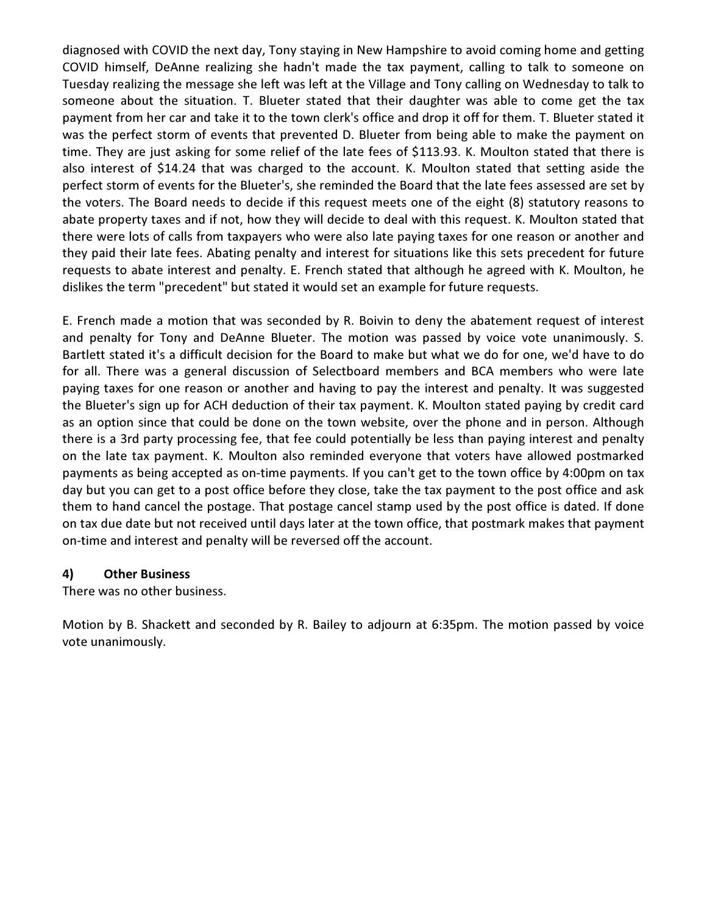diagnosed with COVID the next day, Tony staying in New Hampshire to avoid coming home and getting COVID himself, DeAnne realizing she hadn't made the tax payment, calling to talk to someone on Tuesday realizing the message she left was left at the Village and Tony calling on Wednesday to talk to someone about the situation. T. Blueter stated that their daughter was able to come get the tax payment from her car and take it to the town clerk's office and drop it off for them. T. Blueter stated it was the perfect storm of events that prevented D. Blueter from being able to make the payment on time. They are just asking for some relief of the late fees of $113.93. K. Moulton stated that there is also interest of $14.24 that was charged to the account. K. Moulton stated that setting aside the perfect storm of events for the Blueter's, she reminded the Board that the late fees assessed are set by the voters. The Board needs to decide if this request meets one of the eight (8) statutory reasons to abate property taxes and if not, how they will decide to deal with this request. K. Moulton stated that there were lots of calls from taxpayers who were also late paying taxes for one reason or another and they paid their late fees. Abating penalty and interest for situations like this sets precedent for future requests to abate interest and penalty. E. French stated that although he agreed with K. Moulton, he dislikes the term "precedent" but stated it would set an example for future requests.

E. French made a motion that was seconded by R. Boivin to deny the abatement request of interest and penalty for Tony and DeAnne Blueter. The motion was passed by voice vote unanimously. S. Bartlett stated it's a difficult decision for the Board to make but what we do for one, we'd have to do for all. There was a general discussion of Selectboard members and BCA members who were late paying taxes for one reason or another and having to pay the interest and penalty. It was suggested the Blueter's sign up for ACH deduction of their tax payment. K. Moulton stated paying by credit card as an option since that could be done on the town website, over the phone and in person. Although there is a 3rd party processing fee, that fee could potentially be less than paying interest and penalty on the late tax payment. K. Moulton also reminded everyone that voters have allowed postmarked payments as being accepted as on-time payments. If you can't get to the town office by 4:00pm on tax day but you can get to a post office before they close, take the tax payment to the post office and ask them to hand cancel the postage. That postage cancel stamp used by the post office is dated. If done on tax due date but not received until days later at the town office, that postmark makes that payment on-time and interest and penalty will be reversed off the account.

**4) Other Business**

There was no other business.

Motion by B. Shackett and seconded by R. Bailey to adjourn at 6:35pm. The motion passed by voice vote unanimously.